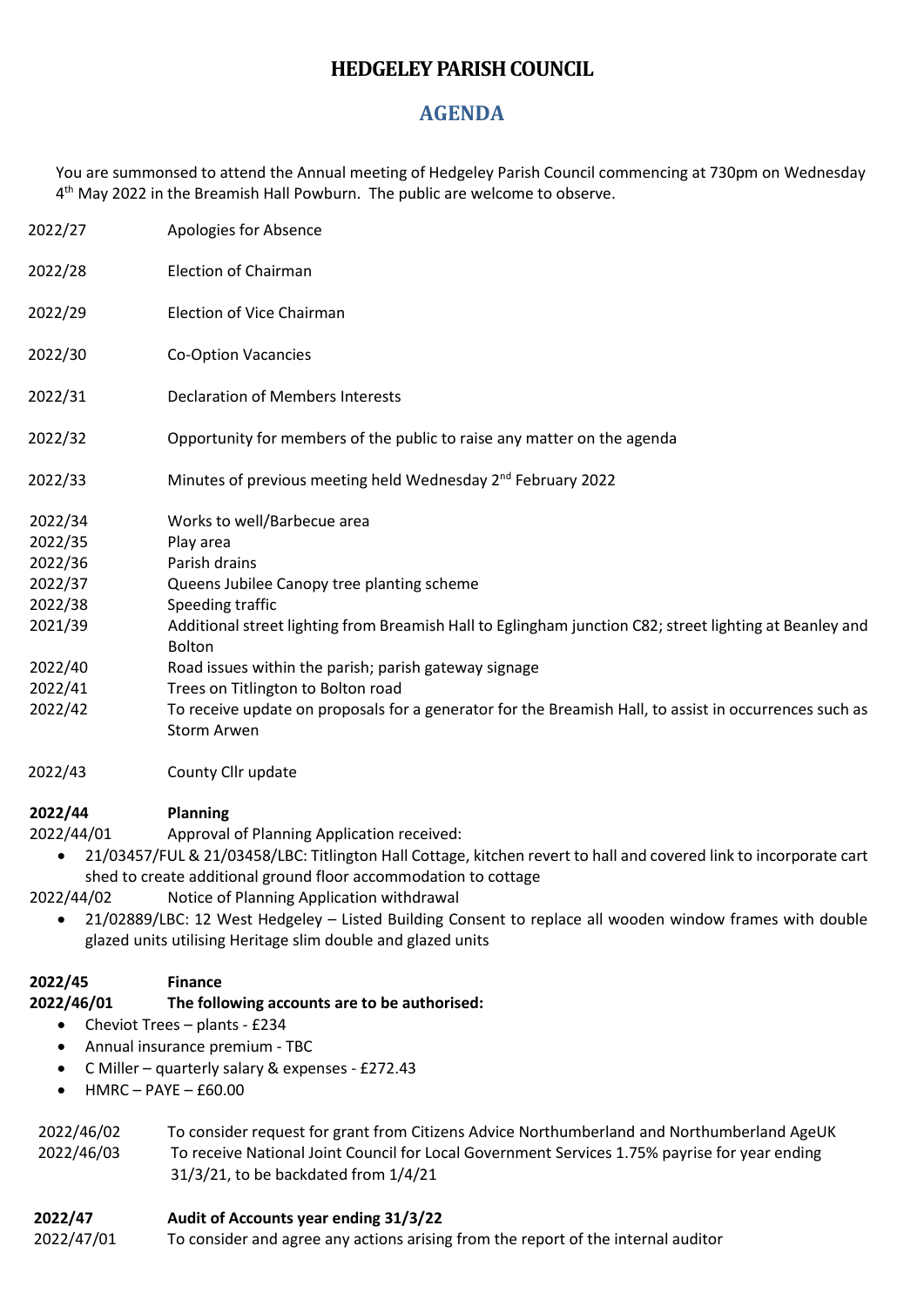# HEDGELEY PARISH COUNCIL

## AGENDA

You are summonsed to attend the Annual meeting of Hedgeley Parish Council commencing at 730pm on Wednesday 4th May 2022 in the Breamish Hall Powburn. The public are welcome to observe.

2022/27 Apologies for Absence

2022/28 Election of Chairman

2022/29 Election of Vice Chairman

2022/30 Co-Option Vacancies

2022/31 Declaration of Members Interests

2022/32 Opportunity for members of the public to raise any matter on the agenda

2022/33 Minutes of previous meeting held Wednesday 2nd February 2022

2022/34 Works to well/Barbecue area
2022/35 Play area
2022/36 Parish drains
2022/37 Queens Jubilee Canopy tree planting scheme
2022/38 Speeding traffic
2021/39 Additional street lighting from Breamish Hall to Eglingham junction C82; street lighting at Beanley and Bolton
2022/40 Road issues within the parish; parish gateway signage
2022/41 Trees on Titlington to Bolton road
2022/42 To receive update on proposals for a generator for the Breamish Hall, to assist in occurrences such as Storm Arwen

2022/43 County Cllr update

**2022/44 Planning**

2022/44/01 Approval of Planning Application received:

- 21/03457/FUL & 21/03458/LBC: Titlington Hall Cottage, kitchen revert to hall and covered link to incorporate cart shed to create additional ground floor accommodation to cottage

2022/44/02 Notice of Planning Application withdrawal

- 21/02889/LBC: 12 West Hedgeley – Listed Building Consent to replace all wooden window frames with double glazed units utilising Heritage slim double and glazed units

**2022/45 Finance**

**2022/46/01 The following accounts are to be authorised:**

- Cheviot Trees – plants - £234
- Annual insurance premium - TBC
- C Miller – quarterly salary & expenses - £272.43
- HMRC – PAYE – £60.00

2022/46/02 To consider request for grant from Citizens Advice Northumberland and Northumberland AgeUK

2022/46/03 To receive National Joint Council for Local Government Services 1.75% payrise for year ending 31/3/21, to be backdated from 1/4/21

**2022/47 Audit of Accounts year ending 31/3/22**

2022/47/01 To consider and agree any actions arising from the report of the internal auditor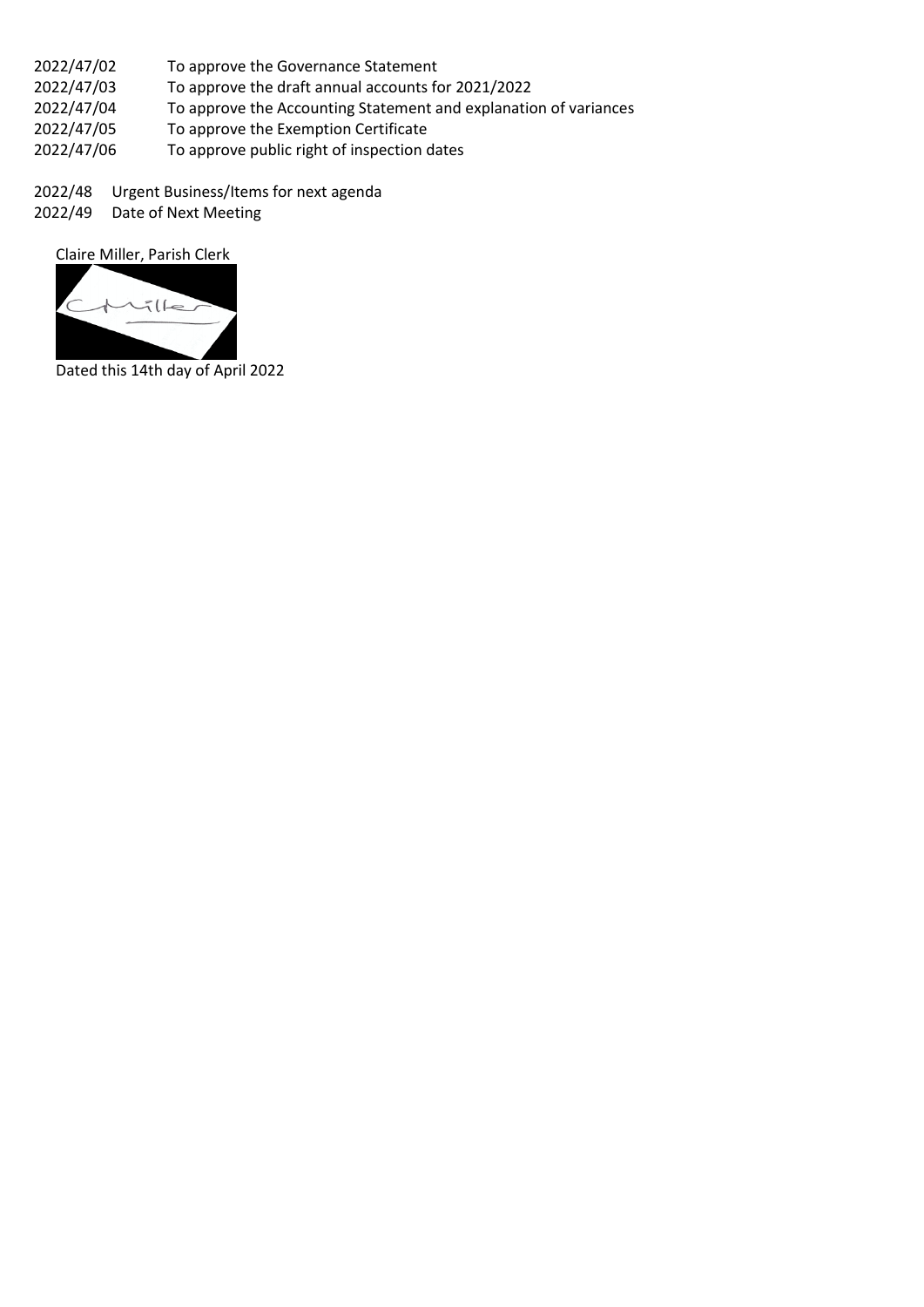2022/47/02 To approve the Governance Statement
2022/47/03 To approve the draft annual accounts for 2021/2022
2022/47/04 To approve the Accounting Statement and explanation of variances
2022/47/05 To approve the Exemption Certificate
2022/47/06 To approve public right of inspection dates

2022/48 Urgent Business/Items for next agenda
2022/49 Date of Next Meeting

Claire Miller, Parish Clerk

Dated this 14th day of April 2022